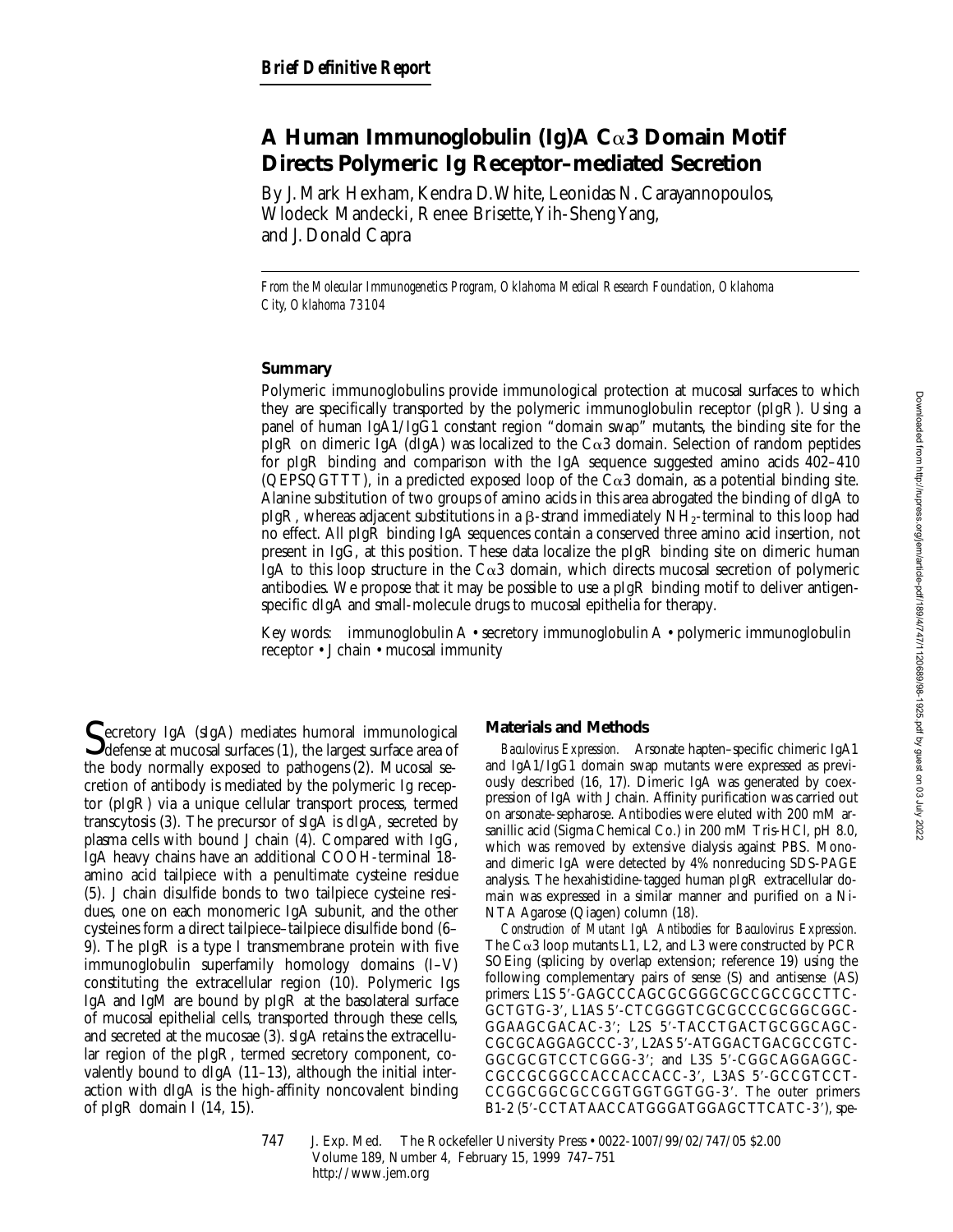*Brief Definitive Report*

# A Human Immunoglobulin (Ig)A Cα3 Domain Motif Directs Polymeric Ig Receptor–mediated Secretion

By J. Mark Hexham, Kendra D. White, Leonidas N. Carayannopoulos, Wlodeck Mandecki, Renee Brisette, Yih-Sheng Yang, and J. Donald Capra

*From the Molecular Immunogenetics Program, Oklahoma Medical Research Foundation, Oklahoma City, Oklahoma 73104*

## Summary

Polymeric immunoglobulins provide immunological protection at mucosal surfaces to which they are specifically transported by the polymeric immunoglobulin receptor (pIgR). Using a panel of human IgA1/IgG1 constant region "domain swap" mutants, the binding site for the pIgR on dimeric IgA (dIgA) was localized to the Cα3 domain. Selection of random peptides for pIgR binding and comparison with the IgA sequence suggested amino acids 402–410 (QEPSQGTTT), in a predicted exposed loop of the Cα3 domain, as a potential binding site. Alanine substitution of two groups of amino acids in this area abrogated the binding of dIgA to pIgR, whereas adjacent substitutions in a β-strand immediately $NH_2$-terminal to this loop had no effect. All pIgR binding IgA sequences contain a conserved three amino acid insertion, not present in IgG, at this position. These data localize the pIgR binding site on dimeric human IgA to this loop structure in the Cα3 domain, which directs mucosal secretion of polymeric antibodies. We propose that it may be possible to use a pIgR binding motif to deliver antigen-specific dIgA and small-molecule drugs to mucosal epithelia for therapy.

Key words: immunoglobulin A • secretory immunoglobulin A • polymeric immunoglobulin receptor • J chain • mucosal immunity

Secretory IgA (sIgA) mediates humoral immunological defense at mucosal surfaces (1), the largest surface area of the body normally exposed to pathogens (2). Mucosal secretion of antibody is mediated by the polymeric Ig receptor (pIgR) via a unique cellular transport process, termed transcytosis (3). The precursor of sIgA is dIgA, secreted by plasma cells with bound J chain (4). Compared with IgG, IgA heavy chains have an additional COOH-terminal 18-amino acid tailpiece with a penultimate cysteine residue (5). J chain disulfide bonds to two tailpiece cysteine residues, one on each monomeric IgA subunit, and the other cysteines form a direct tailpiece–tailpiece disulfide bond (6–9). The pIgR is a type I transmembrane protein with five immunoglobulin superfamily homology domains (I–V) constituting the extracellular region (10). Polymeric Igs IgA and IgM are bound by pIgR at the basolateral surface of mucosal epithelial cells, transported through these cells, and secreted at the mucosae (3). sIgA retains the extracellular region of the pIgR, termed secretory component, covalently bound to dIgA (11–13), although the initial interaction with dIgA is the high-affinity noncovalent binding of pIgR domain I (14, 15).

## Materials and Methods

*Baculovirus Expression.* Arsonate hapten–specific chimeric IgA1 and IgA1/IgG1 domain swap mutants were expressed as previously described (16, 17). Dimeric IgA was generated by coexpression of IgA with J chain. Affinity purification was carried out on arsonate-sepharose. Antibodies were eluted with 200 mM arsanillic acid (Sigma Chemical Co.) in 200 mM Tris-HCl, pH 8.0, which was removed by extensive dialysis against PBS. Mono- and dimeric IgA were detected by 4% nonreducing SDS-PAGE analysis. The hexahistidine-tagged human pIgR extracellular domain was expressed in a similar manner and purified on a Ni-NTA Agarose (Qiagen) column (18).

*Construction of Mutant IgA Antibodies for Baculovirus Expression.* The Cα3 loop mutants L1, L2, and L3 were constructed by PCR SOEing (splicing by overlap extension; reference 19) using the following complementary pairs of sense (S) and antisense (AS) primers: L1S 5′-GAGCCCAGCGCGGGCGCCGCCGCCTTC-GCTGTG-3′, L1AS 5′-CTCGGGTCGCGCCCGCGGCGGC-GGAAGCGACAC-3′; L2S 5′-TACCTGACTGCGGCAGC-CGCGCAGGAGCCC-3′, L2AS 5′-ATGGACTGACGCCGTC-GGCGCGTCCTCGGG-3′; and L3S 5′-CGGCAGGAGGC-CGCCGCGGCCACCACCACC-3′, L3AS 5′-GCCGTCCT-CCGGCGGCGCCGGTGGTGGTGG-3′. The outer primers B1-2 (5′-CCTATAACCATGGGATGGAGCTTCATC-3′), spe-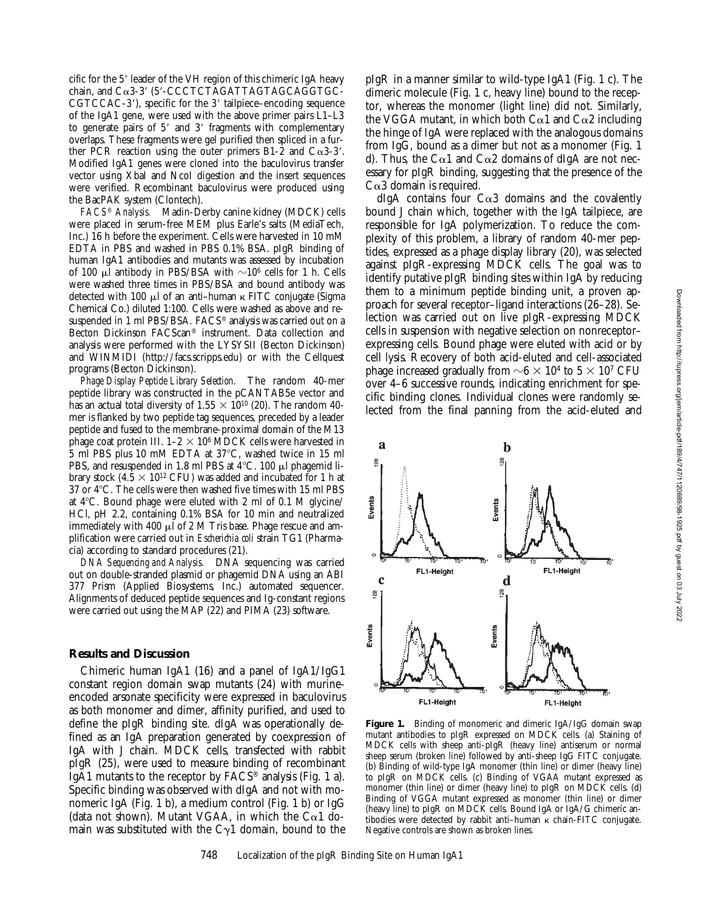cific for the 5′ leader of the VH region of this chimeric IgA heavy chain, and Cα3-3′ (5′-CCCTCTAGATTAGTAGCAGGTGC-CGTCCAC-3′), specific for the 3′ tailpiece–encoding sequence of the IgA1 gene, were used with the above primer pairs L1–L3 to generate pairs of 5′ and 3′ fragments with complementary overlaps. These fragments were gel purified then spliced in a further PCR reaction using the outer primers B1-2 and Cα3-3′. Modified IgA1 genes were cloned into the baculovirus transfer vector using XbaI and NcoI digestion and the insert sequences were verified. Recombinant baculovirus were produced using the BacPAK system (Clontech).

*FACS® Analysis.* Madin-Derby canine kidney (MDCK) cells were placed in serum-free MEM plus Earle's salts (MediaTech, Inc.) 16 h before the experiment. Cells were harvested in 10 mM EDTA in PBS and washed in PBS 0.1% BSA. pIgR binding of human IgA1 antibodies and mutants was assessed by incubation of 100 μl antibody in PBS/BSA with ~$10^6$ cells for 1 h. Cells were washed three times in PBS/BSA and bound antibody was detected with 100 μl of an anti–human κ FITC conjugate (Sigma Chemical Co.) diluted 1:100. Cells were washed as above and resuspended in 1 ml PBS/BSA. FACS® analysis was carried out on a Becton Dickinson FACScan® instrument. Data collection and analysis were performed with the LYSYSII (Becton Dickinson) and WINMIDI (http://facs.scripps.edu) or with the Cellquest programs (Becton Dickinson).

*Phage Display Peptide Library Selection.* The random 40-mer peptide library was constructed in the pCANTAB5e vector and has an actual total diversity of $1.55 \times 10^{10}$ (20). The random 40-mer is flanked by two peptide tag sequences, preceded by a leader peptide and fused to the membrane-proximal domain of the M13 phage coat protein III. 1–2 × $10^6$ MDCK cells were harvested in 5 ml PBS plus 10 mM EDTA at 37°C, washed twice in 15 ml PBS, and resuspended in 1.8 ml PBS at 4°C. 100 μl phagemid library stock ($4.5 \times 10^{12}$ CFU) was added and incubated for 1 h at 37 or 4°C. The cells were then washed five times with 15 ml PBS at 4°C. Bound phage were eluted with 2 ml of 0.1 M glycine/HCl, pH 2.2, containing 0.1% BSA for 10 min and neutralized immediately with 400 μl of 2 M Tris base. Phage rescue and amplification were carried out in *Escherichia coli* strain TG1 (Pharmacia) according to standard procedures (21).

*DNA Sequencing and Analysis.* DNA sequencing was carried out on double-stranded plasmid or phagemid DNA using an ABI 377 Prism (Applied Biosystems, Inc.) automated sequencer. Alignments of deduced peptide sequences and Ig-constant regions were carried out using the MAP (22) and PIMA (23) software.

## Results and Discussion

Chimeric human IgA1 (16) and a panel of IgA1/IgG1 constant region domain swap mutants (24) with murine-encoded arsonate specificity were expressed in baculovirus as both monomer and dimer, affinity purified, and used to define the pIgR binding site. dIgA was operationally defined as an IgA preparation generated by coexpression of IgA with J chain. MDCK cells, transfected with rabbit pIgR (25), were used to measure binding of recombinant IgA1 mutants to the receptor by FACS® analysis (Fig. 1 a). Specific binding was observed with dIgA and not with monomeric IgA (Fig. 1 b), a medium control (Fig. 1 b) or IgG (data not shown). Mutant VGAA, in which the Cα1 domain was substituted with the Cγ1 domain, bound to the pIgR in a manner similar to wild-type IgA1 (Fig. 1 c). The dimeric molecule (Fig. 1 c, heavy line) bound to the receptor, whereas the monomer (light line) did not. Similarly, the VGGA mutant, in which both Cα1 and Cα2 including the hinge of IgA were replaced with the analogous domains from IgG, bound as a dimer but not as a monomer (Fig. 1 d). Thus, the Cα1 and Cα2 domains of dIgA are not necessary for pIgR binding, suggesting that the presence of the Cα3 domain is required.

dIgA contains four Cα3 domains and the covalently bound J chain which, together with the IgA tailpiece, are responsible for IgA polymerization. To reduce the complexity of this problem, a library of random 40-mer peptides, expressed as a phage display library (20), was selected against pIgR-expressing MDCK cells. The goal was to identify putative pIgR binding sites within IgA by reducing them to a minimum peptide binding unit, a proven approach for several receptor–ligand interactions (26–28). Selection was carried out on live pIgR-expressing MDCK cells in suspension with negative selection on nonreceptor–expressing cells. Bound phage were eluted with acid or by cell lysis. Recovery of both acid-eluted and cell-associated phage increased gradually from ~$6 \times 10^4$ to $5 \times 10^7$ CFU over 4–6 successive rounds, indicating enrichment for specific binding clones. Individual clones were randomly selected from the final panning from the acid-eluted and

**Figure 1.** Binding of monomeric and dimeric IgA/IgG domain swap mutant antibodies to pIgR expressed on MDCK cells. (a) Staining of MDCK cells with sheep anti-pIgR (heavy line) antiserum or normal sheep serum (broken line) followed by anti-sheep IgG FITC conjugate. (b) Binding of wild-type IgA monomer (thin line) or dimer (heavy line) to pIgR on MDCK cells. (c) Binding of VGAA mutant expressed as monomer (thin line) or dimer (heavy line) to pIgR on MDCK cells. (d) Binding of VGGA mutant expressed as monomer (thin line) or dimer (heavy line) to pIgR on MDCK cells. Bound IgA or IgA/G chimeric antibodies were detected by rabbit anti–human κ chain-FITC conjugate. Negative controls are shown as broken lines.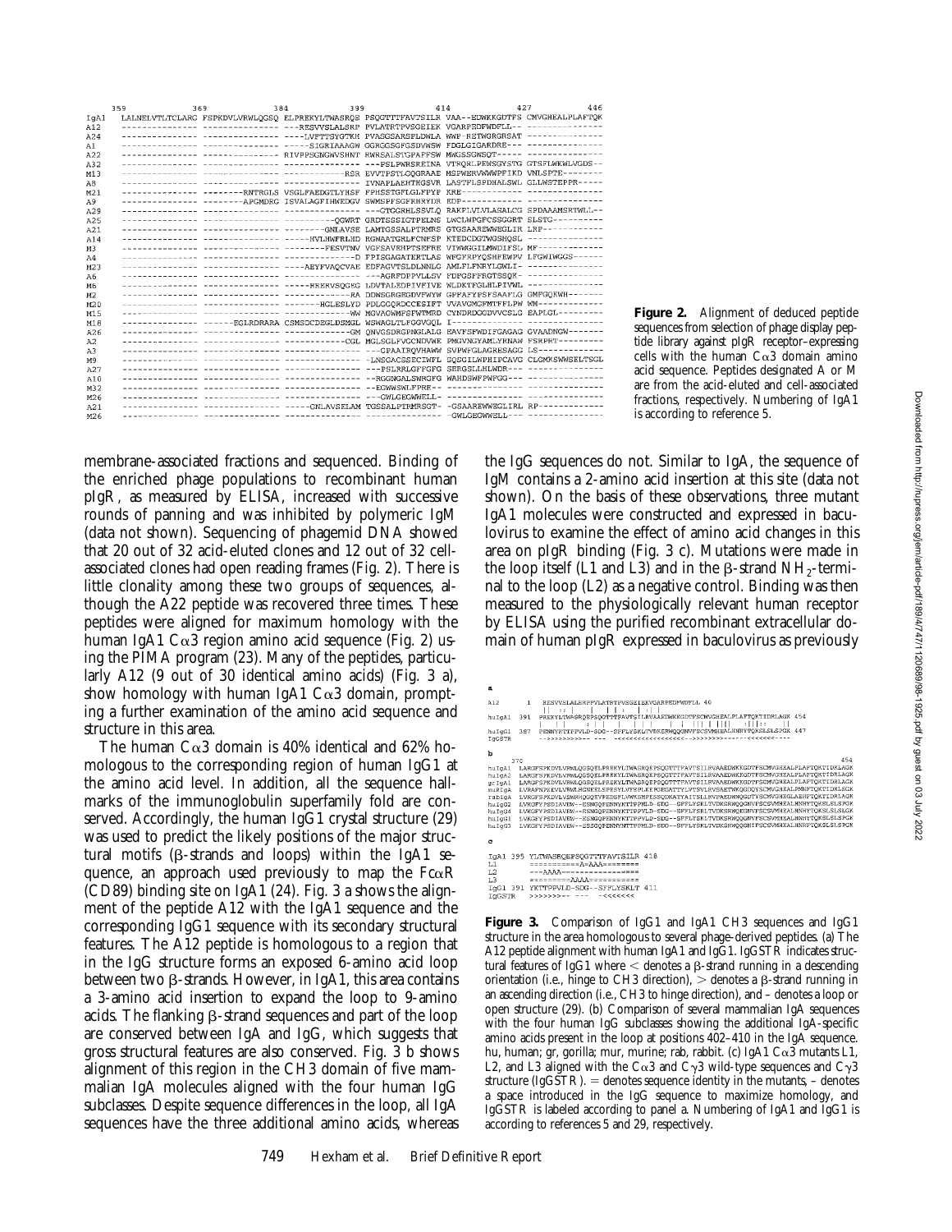| | 359 | 369 | 384 | 399 | 414 | 427 | 446 |
|---|---|---|---|---|---|---|---|
| IgA1 | LALNELVTLTCLARG | FSPKDVLVRWLQGSQ | ELPREKYLTWASRQE | PSQGTTTFAVTSILR | VAA--EDWKKGDTFS | CMVGHEALPLAFTQK | |
| A12 | --------------- | --------------- | ---RESVVSLALSRP | FVLATRTPVSGEIEK | VGARPEDFWDFLL-- | --------------- | |
| A24 | --------------- | --------------- | ----LVFTTSYGTKH | PVASGSARSFLDWLA | WWP-RETWGRGRSAT | --------------- | |
| A1 | --------------- | --------------- | -----SIGRIAAAGW | GGRGGSGFGSDVWSW | FDGLGIGARDRE--- | --------------- | |
| A22 | --------------- | --------------- | RIVPPSGNGWVSHNT | RWRSALSTGPAFFSW | MWGSSGWSQT----- | --------------- | |
| A32 | --------------- | --------------- | --------------- | ---PSLPWRSREINA | VTRQRLPEWSGYSTG | GTSFLWKWLVGDS-- | |
| M13 | --------------- | --------------- | ------------RSR | EVVTPSTLQQGRAAE | MSPWERVWWWPFIKD | VNLSPTE-------- | |
| A8 | --------------- | --------------- | --------------- | IVNAPLAEHTHGSVR | LASTFLSPDHALSWL | GLLWSTEPPR----- | |
| M21 | --------------- | --------RNTRGLS | VSGLFAEDGTLYHSF | FPHSSTGFLGLFPYF | KRE------------ | --------------- | |
| A9 | --------------- | --------APGMDRG | ISVALAGFIHWEDGV | SWMSPFSGFRHRYDR | EDP------------ | --------------- | |
| A29 | --------------- | --------------- | --------------- | ---GTGGRHLSSVLQ | RAKFLVLVLASALCG | SPDAAAMSRTWLL-- | |
| A25 | --------------- | --------------- | -----------QGWRT | GRDTSSSIGTPELNS | LWCLWPGFCSSGGRT | SLSTG---------- | |
| A21 | --------------- | --------------- | --------GNLAVSE | LAMTGSSALPTRMRS | GTGSAARERWEGLIR | LRP------------ | |
| A14 | --------------- | --------------- | -----HVLHWFRLHD | RGWAATGRLFCNFSP | KTEDCDGTWGSHQSL | --------------- | |
| M3 | --------------- | --------------- | --------FESVTNV | VGFSAVEHPTSEFRE | VIWWGGILMWDIFSL | MF------------- | |
| A4 | --------------- | --------------- | --------------D | FPISGAGATERTLAS | WFGFRPYQSHFEWPV | LFGWIWGGS------ | |
| M23 | --------------- | --------------- | ----AEYFVAQCVAE | EDFAGVTSLDLNNLG | AMLFLFNRYLGWLI- | --------------- | |
| A6 | --------------- | --------------- | --------------- | ---AGRFDPPVLLSV | FDFGSFFRGTSSQK- | --------------- | |
| M6 | --------------- | --------------- | -----RRERVSQGEG | LDVTALEDPIVFIVE | WLDKTFGLHLPIVWL | --------------- | |
| M2 | --------------- | --------------- | -------------RA | DDWSGRGEGDVFWYW | GPFAFYPSFSAAFLG | GMFGQKWH------- | |
| M20 | --------------- | --------------- | -------HGLESLYD | PDLGGQRDCCESIFT | VVAVGMGFMTFFLPW | WM------------- | |
| M15 | --------------- | --------------- | -------------WW | MGVAGWMPSFWTMRD | CYNDRDGGDVVCSLG | EAPLGL--------- | |
| M18 | --------------- | ------EGLRDRARA | CSMSDCDEGLDSMGL | WSWAGLTLFGGVGQL | I-------------- | --------------- | |
| A26 | --------------- | --------------- | -------------GM | QNVGSDRGPNGLALG | EAVFSFWDIFGAGAG | GVAADNGW------- | |
| A2 | --------------- | --------------- | ------------CGL | MGLSGLFVGCNDVWE | PMGVNGYAMLYRNAW | FSRPRT--------- | |
| A3 | --------------- | --------------- | --------------- | ---GPAAIRQVHAWW | SVPWFGLAGRESAGG | LS------------- | |
| M9 | --------------- | --------------- | --------------- | -LNSGACSSECIWFL | SQSGILWPHIPCAVG | CLGMKSWWSELTSGL | |
| A27 | --------------- | --------------- | --------------- | ---PSLRRLGFFGFG | SERGSLLHLWDR--- | --------------- | |
| A10 | --------------- | --------------- | --------------- | --RGGNGALSWRGFG | WAHDSWFPWFGG--- | --------------- | |
| M32 | --------------- | --------------- | --------------- | --EGWWSWLFPRE-- | --------------- | --------------- | |
| M26 | --------------- | --------------- | --------------- | ---GWLGEGWWELL- | --------------- | --------------- | |
| A21 | --------------- | --------------- | -----GNLAVSELAM | TGSSALPTRMRSGT- | -GSAARERWEGLIRL | RP------------- | |
| M26 | --------------- | --------------- | --------------- | --------------- | -GWLGEGWWELL--- | --------------- | |

**Figure 2.** Alignment of deduced peptide sequences from selection of phage display peptide library against pIgR receptor–expressing cells with the human Cα3 domain amino acid sequence. Peptides designated A or M are from the acid-eluted and cell-associated fractions, respectively. Numbering of IgA1 is according to reference 5.

membrane-associated fractions and sequenced. Binding of the enriched phage populations to recombinant human pIgR, as measured by ELISA, increased with successive rounds of panning and was inhibited by polymeric IgM (data not shown). Sequencing of phagemid DNA showed that 20 out of 32 acid-eluted clones and 12 out of 32 cell-associated clones had open reading frames (Fig. 2). There is little clonality among these two groups of sequences, although the A22 peptide was recovered three times. These peptides were aligned for maximum homology with the human IgA1 Cα3 region amino acid sequence (Fig. 2) using the PIMA program (23). Many of the peptides, particularly A12 (9 out of 30 identical amino acids) (Fig. 3 a), show homology with human IgA1 Cα3 domain, prompting a further examination of the amino acid sequence and structure in this area.

The human Cα3 domain is 40% identical and 62% homologous to the corresponding region of human IgG1 at the amino acid level. In addition, all the sequence hallmarks of the immunoglobulin superfamily fold are conserved. Accordingly, the human IgG1 crystal structure (29) was used to predict the likely positions of the major structural motifs (β-strands and loops) within the IgA1 sequence, an approach used previously to map the FcαR (CD89) binding site on IgA1 (24). Fig. 3 a shows the alignment of the peptide A12 with the IgA1 sequence and the corresponding IgG1 sequence with its secondary structural features. The A12 peptide is homologous to a region that in the IgG structure forms an exposed 6-amino acid loop between two β-strands. However, in IgA1, this area contains a 3-amino acid insertion to expand the loop to 9-amino acids. The flanking β-strand sequences and part of the loop are conserved between IgA and IgG, which suggests that gross structural features are also conserved. Fig. 3 b shows alignment of this region in the CH3 domain of five mammalian IgA molecules aligned with the four human IgG subclasses. Despite sequence differences in the loop, all IgA sequences have the three additional amino acids, whereas the IgG sequences do not. Similar to IgA, the sequence of IgM contains a 2-amino acid insertion at this site (data not shown). On the basis of these observations, three mutant IgA1 molecules were constructed and expressed in baculovirus to examine the effect of amino acid changes in this area on pIgR binding (Fig. 3 c). Mutations were made in the loop itself (L1 and L3) and in the β-strand $NH_2$-terminal to the loop (L2) as a negative control. Binding was then measured to the physiologically relevant human receptor by ELISA using the purified recombinant extracellular domain of human pIgR expressed in baculovirus as previously

```
a
A12     1   RESVVSLALSRPFVLATRTPVSGEIEKVGARPEDFWDFLL 40
huIgA1  391 PREKYLTWASRQEPSQGTTTFAVTSILRVAAEDWKKGDTFSCMVGHEALPLAFTQKTIDRLAGK 454
huIgG1  387 PENNYKTTPPVLD-SDG--SFFLYSKLTVDKSRWQQGNVFSCSVMHEALHNHYTQKSLSLSPGK 447
IgGSTR      -->>>>>>>>-- ---  -<<<<<<<<<<<<<<<<<-->>>>>>>>>>>>---<<<<<<----

b
       370                                                                         454
huIgA1  LARGFSPKDVLVRWLQGSQELPREKYLTWASRQEPSQGTTTFAVTSILRVAAEDWKKGDTFSCMVGHEALPLAFTQKTIDRLAGK
huIgA2  LARGFSPKDVLVRWLQGSQELPREKYLTWASRQEPSQGTTTFAVTSILRVAAEDWKKGDTFSCMVGHEALPLAFTQKTIDRLAGK
grIgA1  LARGFSPKDVLVRWLQGSQELPREKYLTWASRQEPSQGTTTFAVTSILRVAAEDWKKGDTFSCMVGHEALPLAFTQKTIDRLAGK
muIgA   LVRAFNPKEVLVRWLHGNEELSPESYLVFEPLKEPGEGATTYLVTSVLRVSAETWKQGDQYSCMVGHEALPMNFTQKTIDRLSGK
rabIgA  LVRGFSPKDVLVEWHQGQEPVPEDSFLVWKSMPESSQDKATYAITSLLRVPAEDWNQGDTYSCMVGHEGLAEHFTQKTIDRLAGK
huIgG2  LVKGFYPSDIAVEW--ESNGQPENNYKTTPPMLD-SDG--SFFLYSKLTVDKSRWQQGNVFSCSVMHEALHNHYTQKSLSLSPGK
huIgG4  LVKGFYPSDIAVEW--ESNGQPENNYKTTPPVLD-SDG--SFFLYSRLTVDKSRWQEGNVFSCSVMHEALHNHYTQKSLSLSLGK
huIgG1  LVKGFYPSDIAVEW--ESNGQPENNYKTTPPVLD-SDG--SFFLYSKLTVDKSRWQQGNVFSCSVMHEALHNHYTQKSLSLSPGK
huIgG3  LVKGFYPSDIAVEW--ESSGQPENNYNTTPPMLD-SDG--SFFLYSKLTVDKSRWQQGNIFSCSVMHEALHNRFTQKSLSLSPGK

c
IgA1  395 YLTWASRQEPSQGTTTFAVTSILR 418
L1        ===========A=AAA========
L2        ---AAAA=================
L3        =========AAAA===========
IgG1  391 YKTTPPVLD-SDG--SFFLYSKLT 411
IgGSTR    >>>>>>>>-- ---  -<<<<<<<
```

**Figure 3.** Comparison of IgG1 and IgA1 CH3 sequences and IgG1 structure in the area homologous to several phage-derived peptides. (a) The A12 peptide alignment with human IgA1 and IgG1. IgGSTR indicates structural features of IgG1 where < denotes a β-strand running in a descending orientation (i.e., hinge to CH3 direction), > denotes a β-strand running in an ascending direction (i.e., CH3 to hinge direction), and – denotes a loop or open structure (29). (b) Comparison of several mammalian IgA sequences with the four human IgG subclasses showing the additional IgA-specific amino acids present in the loop at positions 402–410 in the IgA sequence. hu, human; gr, gorilla; mur, murine; rab, rabbit. (c) IgA1 Cα3 mutants L1, L2, and L3 aligned with the Cα3 and Cγ3 wild-type sequences and Cγ3 structure (IgGSTR). = denotes sequence identity in the mutants, – denotes a space introduced in the IgG sequence to maximize homology, and IgGSTR is labeled according to panel a. Numbering of IgA1 and IgG1 is according to references 5 and 29, respectively.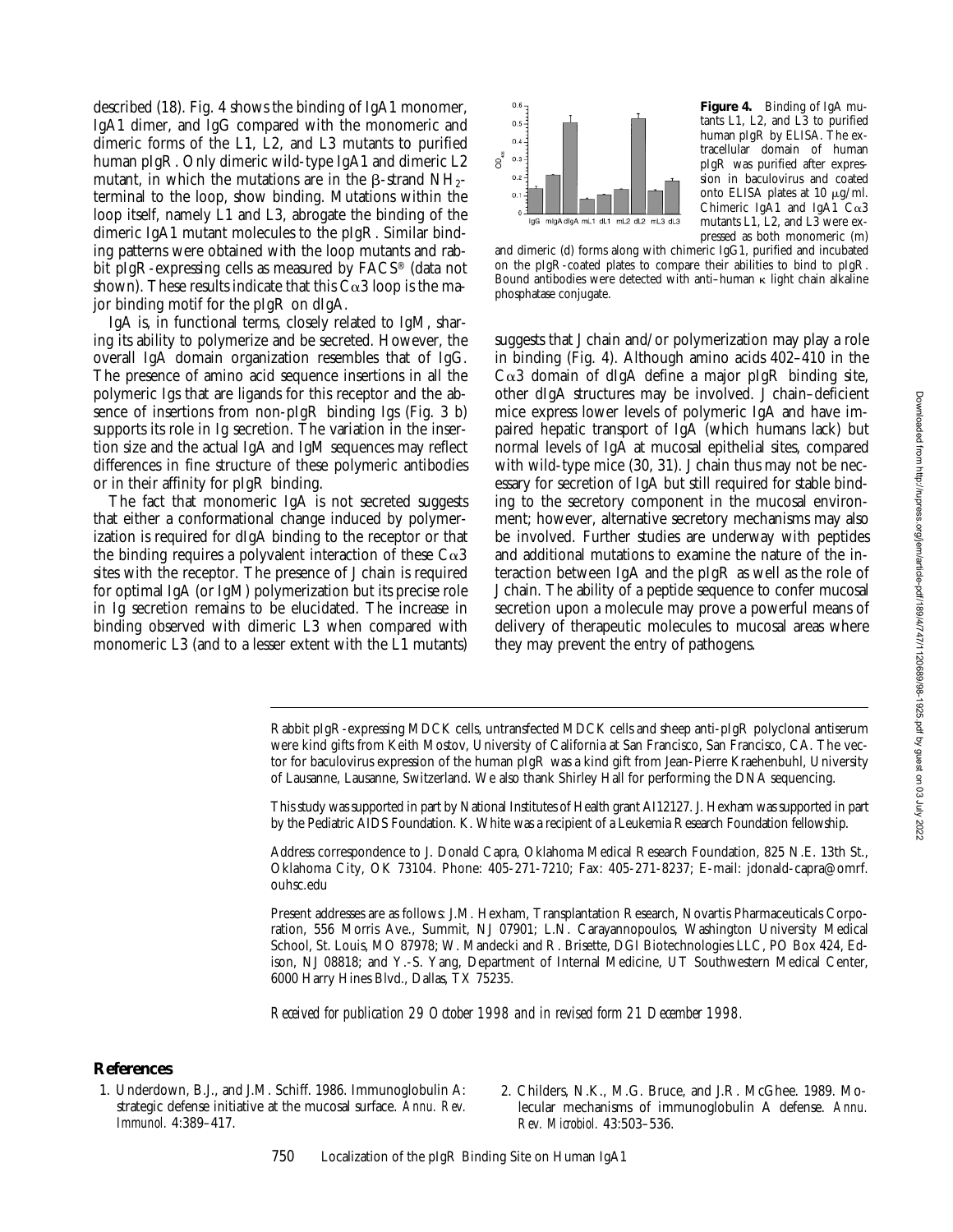described (18). Fig. 4 shows the binding of IgA1 monomer, IgA1 dimer, and IgG compared with the monomeric and dimeric forms of the L1, L2, and L3 mutants to purified human pIgR. Only dimeric wild-type IgA1 and dimeric L2 mutant, in which the mutations are in the β-strand $NH_2$-terminal to the loop, show binding. Mutations within the loop itself, namely L1 and L3, abrogate the binding of the dimeric IgA1 mutant molecules to the pIgR. Similar binding patterns were obtained with the loop mutants and rabbit pIgR-expressing cells as measured by FACS® (data not shown). These results indicate that this Cα3 loop is the major binding motif for the pIgR on dIgA.

IgA is, in functional terms, closely related to IgM, sharing its ability to polymerize and be secreted. However, the overall IgA domain organization resembles that of IgG. The presence of amino acid sequence insertions in all the polymeric Igs that are ligands for this receptor and the absence of insertions from non-pIgR binding Igs (Fig. 3 b) supports its role in Ig secretion. The variation in the insertion size and the actual IgA and IgM sequences may reflect differences in fine structure of these polymeric antibodies or in their affinity for pIgR binding.

The fact that monomeric IgA is not secreted suggests that either a conformational change induced by polymerization is required for dIgA binding to the receptor or that the binding requires a polyvalent interaction of these Cα3 sites with the receptor. The presence of J chain is required for optimal IgA (or IgM) polymerization but its precise role in Ig secretion remains to be elucidated. The increase in binding observed with dimeric L3 when compared with monomeric L3 (and to a lesser extent with the L1 mutants) suggests that J chain and/or polymerization may play a role in binding (Fig. 4). Although amino acids 402–410 in the Cα3 domain of dIgA define a major pIgR binding site, other dIgA structures may be involved. J chain–deficient mice express lower levels of polymeric IgA and have impaired hepatic transport of IgA (which humans lack) but normal levels of IgA at mucosal epithelial sites, compared with wild-type mice (30, 31). J chain thus may not be necessary for secretion of IgA but still required for stable binding to the secretory component in the mucosal environment; however, alternative secretory mechanisms may also be involved. Further studies are underway with peptides and additional mutations to examine the nature of the interaction between IgA and the pIgR as well as the role of J chain. The ability of a peptide sequence to confer mucosal secretion upon a molecule may prove a powerful means of delivery of therapeutic molecules to mucosal areas where they may prevent the entry of pathogens.

**Figure 4.** Binding of IgA mutants L1, L2, and L3 to purified human pIgR by ELISA. The extracellular domain of human pIgR was purified after expression in baculovirus and coated onto ELISA plates at 10 μg/ml. Chimeric IgA1 and IgA1 Cα3 mutants L1, L2, and L3 were expressed as both monomeric (m) and dimeric (d) forms along with chimeric IgG1, purified and incubated on the pIgR-coated plates to compare their abilities to bind to pIgR. Bound antibodies were detected with anti–human κ light chain alkaline phosphatase conjugate.

Rabbit pIgR-expressing MDCK cells, untransfected MDCK cells and sheep anti-pIgR polyclonal antiserum were kind gifts from Keith Mostov, University of California at San Francisco, San Francisco, CA. The vector for baculovirus expression of the human pIgR was a kind gift from Jean-Pierre Kraehenbuhl, University of Lausanne, Lausanne, Switzerland. We also thank Shirley Hall for performing the DNA sequencing.

This study was supported in part by National Institutes of Health grant AI12127. J. Hexham was supported in part by the Pediatric AIDS Foundation. K. White was a recipient of a Leukemia Research Foundation fellowship.

Address correspondence to J. Donald Capra, Oklahoma Medical Research Foundation, 825 N.E. 13th St., Oklahoma City, OK 73104. Phone: 405-271-7210; Fax: 405-271-8237; E-mail: jdonald-capra@omrf.ouhsc.edu

Present addresses are as follows: J.M. Hexham, Transplantation Research, Novartis Pharmaceuticals Corporation, 556 Morris Ave., Summit, NJ 07901; L.N. Carayannopoulos, Washington University Medical School, St. Louis, MO 87978; W. Mandecki and R. Brisette, DGI Biotechnologies LLC, PO Box 424, Edison, NJ 08818; and Y.-S. Yang, Department of Internal Medicine, UT Southwestern Medical Center, 6000 Harry Hines Blvd., Dallas, TX 75235.

*Received for publication 29 October 1998 and in revised form 21 December 1998.*

## References

1. Underdown, B.J., and J.M. Schiff. 1986. Immunoglobulin A: strategic defense initiative at the mucosal surface. *Annu. Rev. Immunol.* 4:389–417.
2. Childers, N.K., M.G. Bruce, and J.R. McGhee. 1989. Molecular mechanisms of immunoglobulin A defense. *Annu. Rev. Microbiol.* 43:503–536.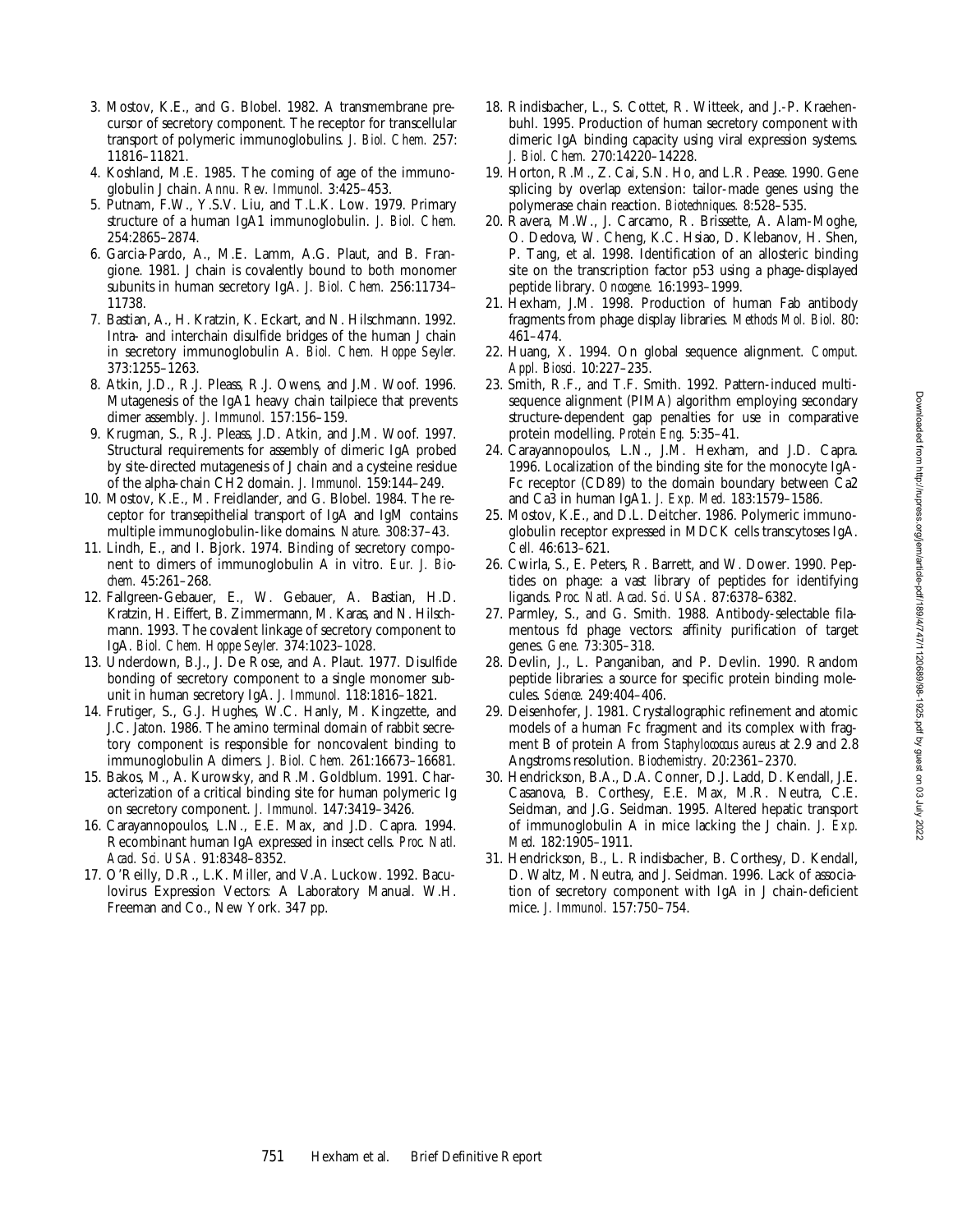3. Mostov, K.E., and G. Blobel. 1982. A transmembrane precursor of secretory component. The receptor for transcellular transport of polymeric immunoglobulins. *J. Biol. Chem.* 257: 11816–11821.
4. Koshland, M.E. 1985. The coming of age of the immunoglobulin J chain. *Annu. Rev. Immunol.* 3:425–453.
5. Putnam, F.W., Y.S.V. Liu, and T.L.K. Low. 1979. Primary structure of a human IgA1 immunoglobulin. *J. Biol. Chem.* 254:2865–2874.
6. Garcia-Pardo, A., M.E. Lamm, A.G. Plaut, and B. Frangione. 1981. J chain is covalently bound to both monomer subunits in human secretory IgA. *J. Biol. Chem.* 256:11734–11738.
7. Bastian, A., H. Kratzin, K. Eckart, and N. Hilschmann. 1992. Intra- and interchain disulfide bridges of the human J chain in secretory immunoglobulin A. *Biol. Chem. Hoppe Seyler.* 373:1255–1263.
8. Atkin, J.D., R.J. Pleass, R.J. Owens, and J.M. Woof. 1996. Mutagenesis of the IgA1 heavy chain tailpiece that prevents dimer assembly. *J. Immunol.* 157:156–159.
9. Krugman, S., R.J. Pleass, J.D. Atkin, and J.M. Woof. 1997. Structural requirements for assembly of dimeric IgA probed by site-directed mutagenesis of J chain and a cysteine residue of the alpha-chain CH2 domain. *J. Immunol.* 159:144–249.
10. Mostov, K.E., M. Freidlander, and G. Blobel. 1984. The receptor for transepithelial transport of IgA and IgM contains multiple immunoglobulin-like domains. *Nature.* 308:37–43.
11. Lindh, E., and I. Bjork. 1974. Binding of secretory component to dimers of immunoglobulin A in vitro. *Eur. J. Biochem.* 45:261–268.
12. Fallgreen-Gebauer, E., W. Gebauer, A. Bastian, H.D. Kratzin, H. Eiffert, B. Zimmermann, M. Karas, and N. Hilschmann. 1993. The covalent linkage of secretory component to IgA. *Biol. Chem. Hoppe Seyler.* 374:1023–1028.
13. Underdown, B.J., J. De Rose, and A. Plaut. 1977. Disulfide bonding of secretory component to a single monomer subunit in human secretory IgA. *J. Immunol.* 118:1816–1821.
14. Frutiger, S., G.J. Hughes, W.C. Hanly, M. Kingzette, and J.C. Jaton. 1986. The amino terminal domain of rabbit secretory component is responsible for noncovalent binding to immunoglobulin A dimers. *J. Biol. Chem.* 261:16673–16681.
15. Bakos, M., A. Kurowsky, and R.M. Goldblum. 1991. Characterization of a critical binding site for human polymeric Ig on secretory component. *J. Immunol.* 147:3419–3426.
16. Carayannopoulos, L.N., E.E. Max, and J.D. Capra. 1994. Recombinant human IgA expressed in insect cells. *Proc. Natl. Acad. Sci. USA.* 91:8348–8352.
17. O'Reilly, D.R., L.K. Miller, and V.A. Luckow. 1992. Baculovirus Expression Vectors: A Laboratory Manual. W.H. Freeman and Co., New York. 347 pp.
18. Rindisbacher, L., S. Cottet, R. Witteek, and J.-P. Kraehenbuhl. 1995. Production of human secretory component with dimeric IgA binding capacity using viral expression systems. *J. Biol. Chem.* 270:14220–14228.
19. Horton, R.M., Z. Cai, S.N. Ho, and L.R. Pease. 1990. Gene splicing by overlap extension: tailor-made genes using the polymerase chain reaction. *Biotechniques.* 8:528–535.
20. Ravera, M.W., J. Carcamo, R. Brissette, A. Alam-Moghe, O. Dedova, W. Cheng, K.C. Hsiao, D. Klebanov, H. Shen, P. Tang, et al. 1998. Identification of an allosteric binding site on the transcription factor p53 using a phage-displayed peptide library. *Oncogene.* 16:1993–1999.
21. Hexham, J.M. 1998. Production of human Fab antibody fragments from phage display libraries. *Methods Mol. Biol.* 80: 461–474.
22. Huang, X. 1994. On global sequence alignment. *Comput. Appl. Biosci.* 10:227–235.
23. Smith, R.F., and T.F. Smith. 1992. Pattern-induced multisequence alignment (PIMA) algorithm employing secondary structure-dependent gap penalties for use in comparative protein modelling. *Protein Eng.* 5:35–41.
24. Carayannopoulos, L.N., J.M. Hexham, and J.D. Capra. 1996. Localization of the binding site for the monocyte IgA-Fc receptor (CD89) to the domain boundary between Cα2 and Cα3 in human IgA1. *J. Exp. Med.* 183:1579–1586.
25. Mostov, K.E., and D.L. Deitcher. 1986. Polymeric immunoglobulin receptor expressed in MDCK cells transcytoses IgA. *Cell.* 46:613–621.
26. Cwirla, S., E. Peters, R. Barrett, and W. Dower. 1990. Peptides on phage: a vast library of peptides for identifying ligands. *Proc. Natl. Acad. Sci. USA.* 87:6378–6382.
27. Parmley, S., and G. Smith. 1988. Antibody-selectable filamentous fd phage vectors: affinity purification of target genes. *Gene.* 73:305–318.
28. Devlin, J., L. Panganiban, and P. Devlin. 1990. Random peptide libraries: a source for specific protein binding molecules. *Science.* 249:404–406.
29. Deisenhofer, J. 1981. Crystallographic refinement and atomic models of a human Fc fragment and its complex with fragment B of protein A from *Staphylococcus aureus* at 2.9 and 2.8 Angstroms resolution. *Biochemistry.* 20:2361–2370.
30. Hendrickson, B.A., D.A. Conner, D.J. Ladd, D. Kendall, J.E. Casanova, B. Corthesy, E.E. Max, M.R. Neutra, C.E. Seidman, and J.G. Seidman. 1995. Altered hepatic transport of immunoglobulin A in mice lacking the J chain. *J. Exp. Med.* 182:1905–1911.
31. Hendrickson, B., L. Rindisbacher, B. Corthesy, D. Kendall, D. Waltz, M. Neutra, and J. Seidman. 1996. Lack of association of secretory component with IgA in J chain-deficient mice. *J. Immunol.* 157:750–754.